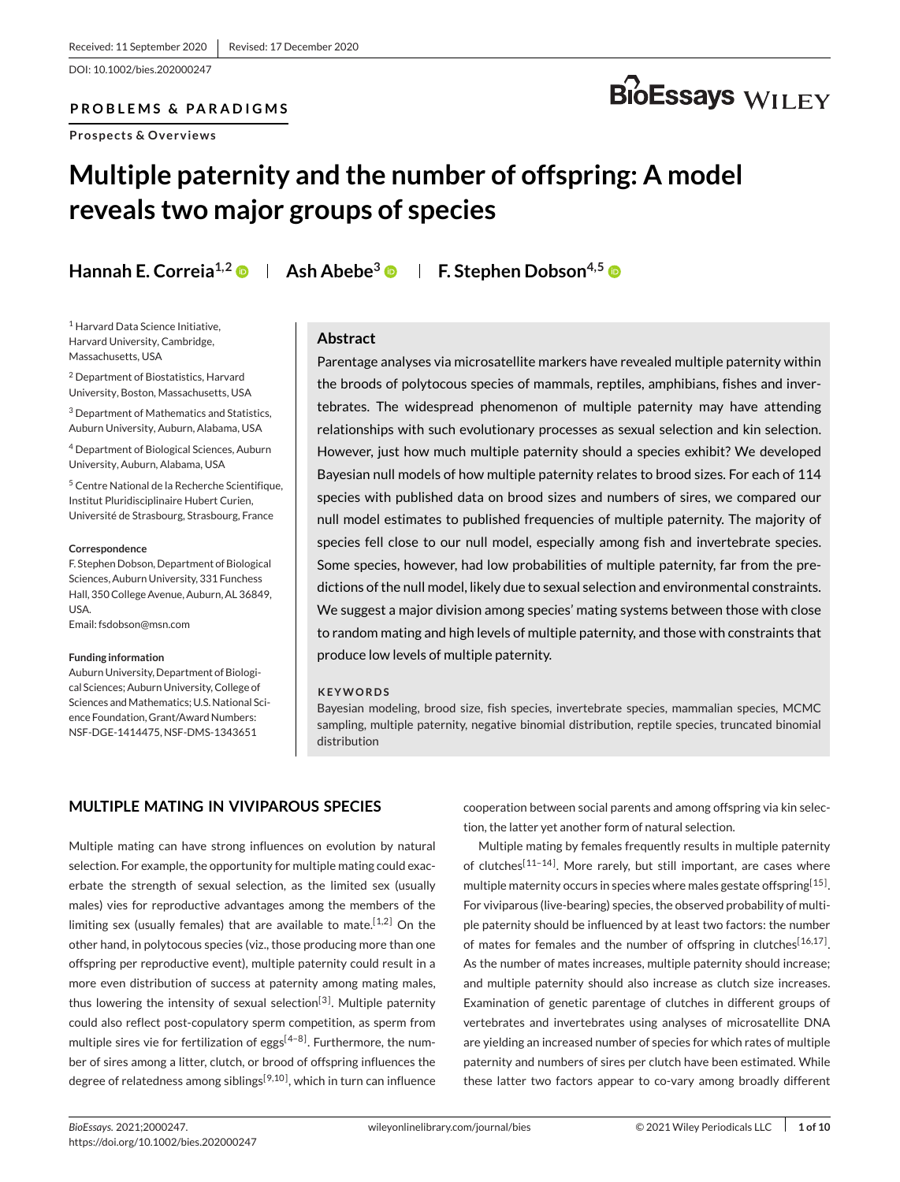Received: 11 September 2020 | Revised: 17 December 2020

DOI: 10.1002/bies.202000247

**PROBLEMS & PARADIGMS**

**Prospects & Overviews**

# Multiple paternity and the number of offspring: A model reveals two major groups of species

**Hannah E. Correia**[1,2] | **Ash Abebe**[3] | **F. Stephen Dobson**[4,5]

[1] Harvard Data Science Initiative, Harvard University, Cambridge, Massachusetts, USA

[2] Department of Biostatistics, Harvard University, Boston, Massachusetts, USA

[3] Department of Mathematics and Statistics, Auburn University, Auburn, Alabama, USA

[4] Department of Biological Sciences, Auburn University, Auburn, Alabama, USA

[5] Centre National de la Recherche Scientifique, Institut Pluridisciplinaire Hubert Curien, Université de Strasbourg, Strasbourg, France

**Correspondence**

F. Stephen Dobson, Department of Biological Sciences, Auburn University, 331 Funchess Hall, 350 College Avenue, Auburn, AL 36849, USA.
Email: fsdobson@msn.com

**Funding information**

Auburn University, Department of Biological Sciences; Auburn University, College of Sciences and Mathematics; U.S. National Science Foundation, Grant/Award Numbers: NSF-DGE-1414475, NSF-DMS-1343651

## Abstract

Parentage analyses via microsatellite markers have revealed multiple paternity within the broods of polytocous species of mammals, reptiles, amphibians, fishes and invertebrates. The widespread phenomenon of multiple paternity may have attending relationships with such evolutionary processes as sexual selection and kin selection. However, just how much multiple paternity should a species exhibit? We developed Bayesian null models of how multiple paternity relates to brood sizes. For each of 114 species with published data on brood sizes and numbers of sires, we compared our null model estimates to published frequencies of multiple paternity. The majority of species fell close to our null model, especially among fish and invertebrate species. Some species, however, had low probabilities of multiple paternity, far from the predictions of the null model, likely due to sexual selection and environmental constraints. We suggest a major division among species' mating systems between those with close to random mating and high levels of multiple paternity, and those with constraints that produce low levels of multiple paternity.

**KEYWORDS**

Bayesian modeling, brood size, fish species, invertebrate species, mammalian species, MCMC sampling, multiple paternity, negative binomial distribution, reptile species, truncated binomial distribution

## MULTIPLE MATING IN VIVIPAROUS SPECIES

Multiple mating can have strong influences on evolution by natural selection. For example, the opportunity for multiple mating could exacerbate the strength of sexual selection, as the limited sex (usually males) vies for reproductive advantages among the members of the limiting sex (usually females) that are available to mate.[1,2] On the other hand, in polytocous species (viz., those producing more than one offspring per reproductive event), multiple paternity could result in a more even distribution of success at paternity among mating males, thus lowering the intensity of sexual selection[3]. Multiple paternity could also reflect post-copulatory sperm competition, as sperm from multiple sires vie for fertilization of eggs[4–8]. Furthermore, the number of sires among a litter, clutch, or brood of offspring influences the degree of relatedness among siblings[9,10], which in turn can influence cooperation between social parents and among offspring via kin selection, the latter yet another form of natural selection.

Multiple mating by females frequently results in multiple paternity of clutches[11–14]. More rarely, but still important, are cases where multiple maternity occurs in species where males gestate offspring[15]. For viviparous (live-bearing) species, the observed probability of multiple paternity should be influenced by at least two factors: the number of mates for females and the number of offspring in clutches[16,17]. As the number of mates increases, multiple paternity should increase; and multiple paternity should also increase as clutch size increases. Examination of genetic parentage of clutches in different groups of vertebrates and invertebrates using analyses of microsatellite DNA are yielding an increased number of species for which rates of multiple paternity and numbers of sires per clutch have been estimated. While these latter two factors appear to co-vary among broadly different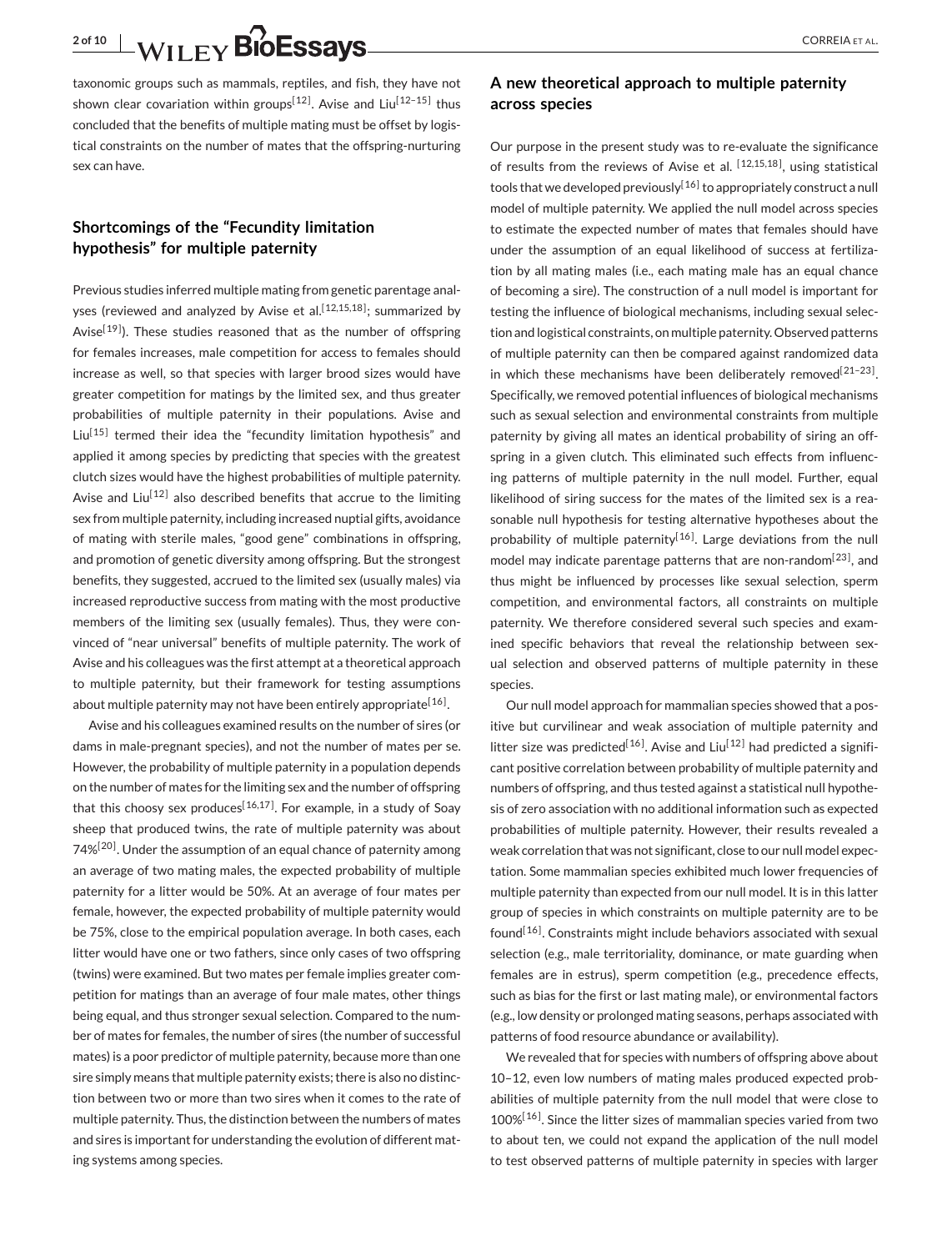taxonomic groups such as mammals, reptiles, and fish, they have not shown clear covariation within groups[12]. Avise and Liu[12–15] thus concluded that the benefits of multiple mating must be offset by logistical constraints on the number of mates that the offspring-nurturing sex can have.

## Shortcomings of the "Fecundity limitation hypothesis" for multiple paternity

Previous studies inferred multiple mating from genetic parentage analyses (reviewed and analyzed by Avise et al.[12,15,18]; summarized by Avise[19]). These studies reasoned that as the number of offspring for females increases, male competition for access to females should increase as well, so that species with larger brood sizes would have greater competition for matings by the limited sex, and thus greater probabilities of multiple paternity in their populations. Avise and Liu[15] termed their idea the "fecundity limitation hypothesis" and applied it among species by predicting that species with the greatest clutch sizes would have the highest probabilities of multiple paternity. Avise and Liu[12] also described benefits that accrue to the limiting sex from multiple paternity, including increased nuptial gifts, avoidance of mating with sterile males, "good gene" combinations in offspring, and promotion of genetic diversity among offspring. But the strongest benefits, they suggested, accrued to the limited sex (usually males) via increased reproductive success from mating with the most productive members of the limiting sex (usually females). Thus, they were convinced of "near universal" benefits of multiple paternity. The work of Avise and his colleagues was the first attempt at a theoretical approach to multiple paternity, but their framework for testing assumptions about multiple paternity may not have been entirely appropriate[16].

Avise and his colleagues examined results on the number of sires (or dams in male-pregnant species), and not the number of mates per se. However, the probability of multiple paternity in a population depends on the number of mates for the limiting sex and the number of offspring that this choosy sex produces[16,17]. For example, in a study of Soay sheep that produced twins, the rate of multiple paternity was about 74%[20]. Under the assumption of an equal chance of paternity among an average of two mating males, the expected probability of multiple paternity for a litter would be 50%. At an average of four mates per female, however, the expected probability of multiple paternity would be 75%, close to the empirical population average. In both cases, each litter would have one or two fathers, since only cases of two offspring (twins) were examined. But two mates per female implies greater competition for matings than an average of four male mates, other things being equal, and thus stronger sexual selection. Compared to the number of mates for females, the number of sires (the number of successful mates) is a poor predictor of multiple paternity, because more than one sire simply means that multiple paternity exists; there is also no distinction between two or more than two sires when it comes to the rate of multiple paternity. Thus, the distinction between the numbers of mates and sires is important for understanding the evolution of different mating systems among species.

## A new theoretical approach to multiple paternity across species

Our purpose in the present study was to re-evaluate the significance of results from the reviews of Avise et al. [12,15,18], using statistical tools that we developed previously[16] to appropriately construct a null model of multiple paternity. We applied the null model across species to estimate the expected number of mates that females should have under the assumption of an equal likelihood of success at fertilization by all mating males (i.e., each mating male has an equal chance of becoming a sire). The construction of a null model is important for testing the influence of biological mechanisms, including sexual selection and logistical constraints, on multiple paternity. Observed patterns of multiple paternity can then be compared against randomized data in which these mechanisms have been deliberately removed[21–23]. Specifically, we removed potential influences of biological mechanisms such as sexual selection and environmental constraints from multiple paternity by giving all mates an identical probability of siring an offspring in a given clutch. This eliminated such effects from influencing patterns of multiple paternity in the null model. Further, equal likelihood of siring success for the mates of the limited sex is a reasonable null hypothesis for testing alternative hypotheses about the probability of multiple paternity[16]. Large deviations from the null model may indicate parentage patterns that are non-random[23], and thus might be influenced by processes like sexual selection, sperm competition, and environmental factors, all constraints on multiple paternity. We therefore considered several such species and examined specific behaviors that reveal the relationship between sexual selection and observed patterns of multiple paternity in these species.

Our null model approach for mammalian species showed that a positive but curvilinear and weak association of multiple paternity and litter size was predicted[16]. Avise and Liu[12] had predicted a significant positive correlation between probability of multiple paternity and numbers of offspring, and thus tested against a statistical null hypothesis of zero association with no additional information such as expected probabilities of multiple paternity. However, their results revealed a weak correlation that was not significant, close to our null model expectation. Some mammalian species exhibited much lower frequencies of multiple paternity than expected from our null model. It is in this latter group of species in which constraints on multiple paternity are to be found[16]. Constraints might include behaviors associated with sexual selection (e.g., male territoriality, dominance, or mate guarding when females are in estrus), sperm competition (e.g., precedence effects, such as bias for the first or last mating male), or environmental factors (e.g., low density or prolonged mating seasons, perhaps associated with patterns of food resource abundance or availability).

We revealed that for species with numbers of offspring above about 10–12, even low numbers of mating males produced expected probabilities of multiple paternity from the null model that were close to 100%[16]. Since the litter sizes of mammalian species varied from two to about ten, we could not expand the application of the null model to test observed patterns of multiple paternity in species with larger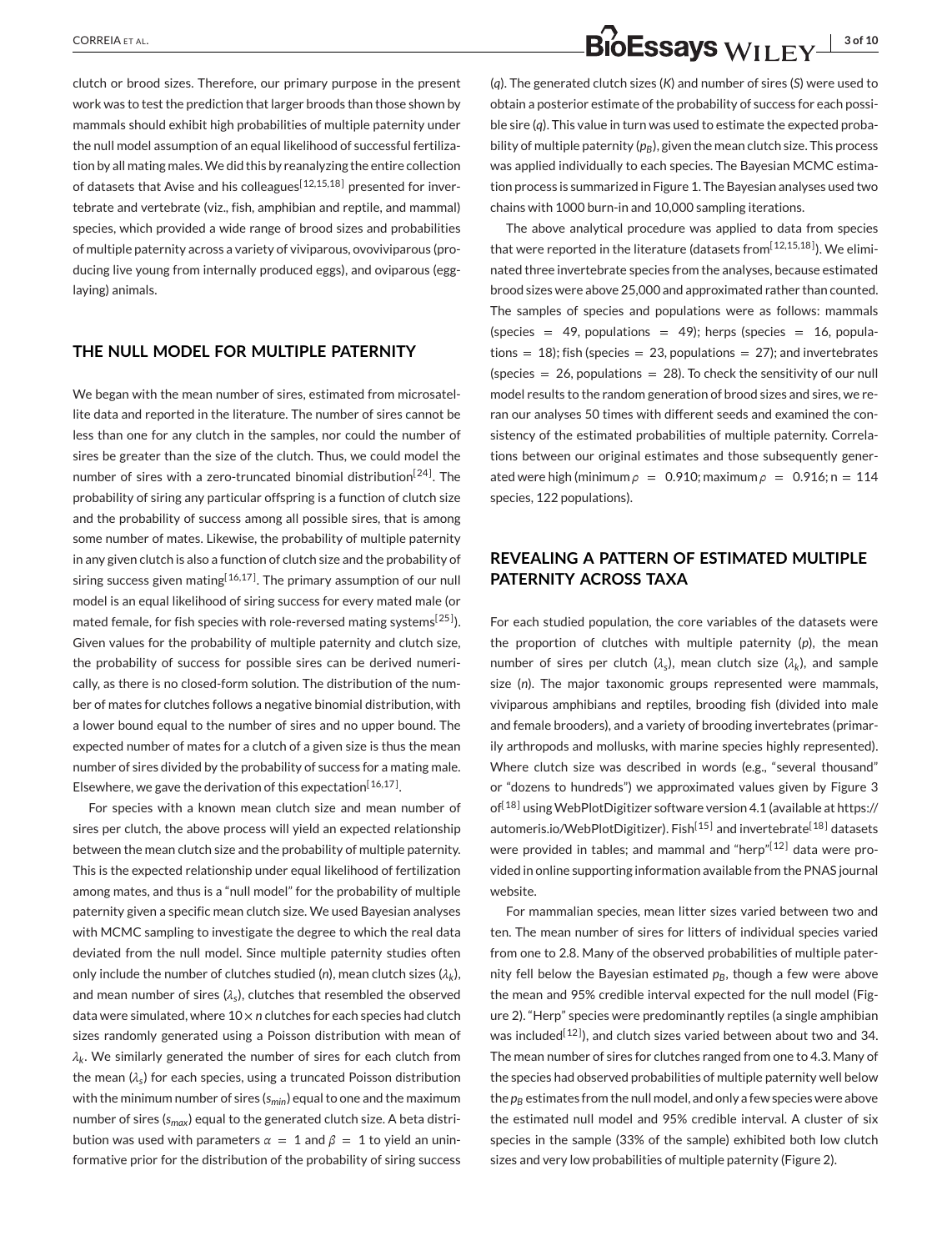clutch or brood sizes. Therefore, our primary purpose in the present work was to test the prediction that larger broods than those shown by mammals should exhibit high probabilities of multiple paternity under the null model assumption of an equal likelihood of successful fertilization by all mating males. We did this by reanalyzing the entire collection of datasets that Avise and his colleagues[12,15,18] presented for invertebrate and vertebrate (viz., fish, amphibian and reptile, and mammal) species, which provided a wide range of brood sizes and probabilities of multiple paternity across a variety of viviparous, ovoviviparous (producing live young from internally produced eggs), and oviparous (egg-laying) animals.

## THE NULL MODEL FOR MULTIPLE PATERNITY

We began with the mean number of sires, estimated from microsatellite data and reported in the literature. The number of sires cannot be less than one for any clutch in the samples, nor could the number of sires be greater than the size of the clutch. Thus, we could model the number of sires with a zero-truncated binomial distribution[24]. The probability of siring any particular offspring is a function of clutch size and the probability of success among all possible sires, that is among some number of mates. Likewise, the probability of multiple paternity in any given clutch is also a function of clutch size and the probability of siring success given mating[16,17]. The primary assumption of our null model is an equal likelihood of siring success for every mated male (or mated female, for fish species with role-reversed mating systems[25]). Given values for the probability of multiple paternity and clutch size, the probability of success for possible sires can be derived numerically, as there is no closed-form solution. The distribution of the number of mates for clutches follows a negative binomial distribution, with a lower bound equal to the number of sires and no upper bound. The expected number of mates for a clutch of a given size is thus the mean number of sires divided by the probability of success for a mating male. Elsewhere, we gave the derivation of this expectation[16,17].

For species with a known mean clutch size and mean number of sires per clutch, the above process will yield an expected relationship between the mean clutch size and the probability of multiple paternity. This is the expected relationship under equal likelihood of fertilization among mates, and thus is a "null model" for the probability of multiple paternity given a specific mean clutch size. We used Bayesian analyses with MCMC sampling to investigate the degree to which the real data deviated from the null model. Since multiple paternity studies often only include the number of clutches studied ($n$), mean clutch sizes ($\lambda_k$), and mean number of sires ($\lambda_s$), clutches that resembled the observed data were simulated, where $10 \times n$ clutches for each species had clutch sizes randomly generated using a Poisson distribution with mean of $\lambda_k$. We similarly generated the number of sires for each clutch from the mean ($\lambda_s$) for each species, using a truncated Poisson distribution with the minimum number of sires ($s_{min}$) equal to one and the maximum number of sires ($s_{max}$) equal to the generated clutch size. A beta distribution was used with parameters $\alpha = 1$ and $\beta = 1$ to yield an uninformative prior for the distribution of the probability of siring success ($q$). The generated clutch sizes ($K$) and number of sires ($S$) were used to obtain a posterior estimate of the probability of success for each possible sire ($q$). This value in turn was used to estimate the expected probability of multiple paternity ($p_B$), given the mean clutch size. This process was applied individually to each species. The Bayesian MCMC estimation process is summarized in Figure 1. The Bayesian analyses used two chains with 1000 burn-in and 10,000 sampling iterations.

The above analytical procedure was applied to data from species that were reported in the literature (datasets from[12,15,18]). We eliminated three invertebrate species from the analyses, because estimated brood sizes were above 25,000 and approximated rather than counted. The samples of species and populations were as follows: mammals (species = 49, populations = 49); herps (species = 16, populations = 18); fish (species = 23, populations = 27); and invertebrates (species = 26, populations = 28). To check the sensitivity of our null model results to the random generation of brood sizes and sires, we reran our analyses 50 times with different seeds and examined the consistency of the estimated probabilities of multiple paternity. Correlations between our original estimates and those subsequently generated were high (minimum $\rho = 0.910$; maximum $\rho = 0.916$; n = 114 species, 122 populations).

## REVEALING A PATTERN OF ESTIMATED MULTIPLE PATERNITY ACROSS TAXA

For each studied population, the core variables of the datasets were the proportion of clutches with multiple paternity ($p$), the mean number of sires per clutch ($\lambda_s$), mean clutch size ($\lambda_k$), and sample size ($n$). The major taxonomic groups represented were mammals, viviparous amphibians and reptiles, brooding fish (divided into male and female brooders), and a variety of brooding invertebrates (primarily arthropods and mollusks, with marine species highly represented). Where clutch size was described in words (e.g., "several thousand" or "dozens to hundreds") we approximated values given by Figure 3 of[18] using WebPlotDigitizer software version 4.1 (available at https://automeris.io/WebPlotDigitizer). Fish[15] and invertebrate[18] datasets were provided in tables; and mammal and "herp"[12] data were provided in online supporting information available from the PNAS journal website.

For mammalian species, mean litter sizes varied between two and ten. The mean number of sires for litters of individual species varied from one to 2.8. Many of the observed probabilities of multiple paternity fell below the Bayesian estimated $p_B$, though a few were above the mean and 95% credible interval expected for the null model (Figure 2). "Herp" species were predominantly reptiles (a single amphibian was included[12]), and clutch sizes varied between about two and 34. The mean number of sires for clutches ranged from one to 4.3. Many of the species had observed probabilities of multiple paternity well below the $p_B$ estimates from the null model, and only a few species were above the estimated null model and 95% credible interval. A cluster of six species in the sample (33% of the sample) exhibited both low clutch sizes and very low probabilities of multiple paternity (Figure 2).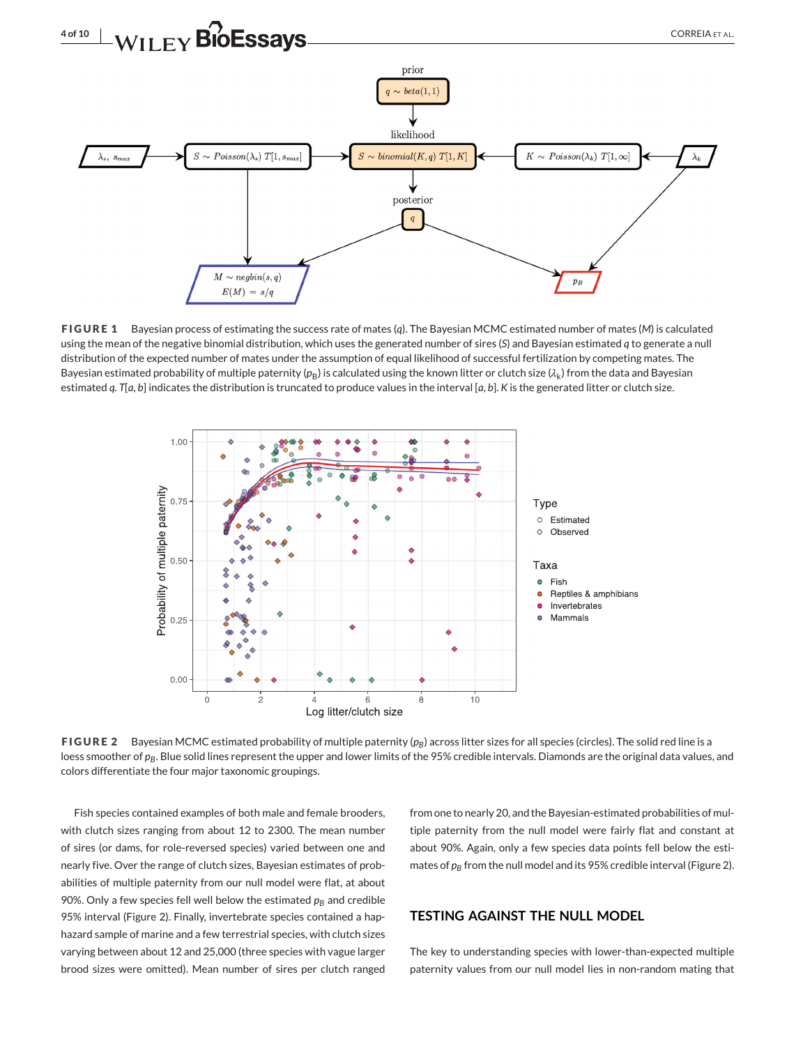**FIGURE 1** Bayesian process of estimating the success rate of mates ($q$). The Bayesian MCMC estimated number of mates ($M$) is calculated using the mean of the negative binomial distribution, which uses the generated number of sires ($S$) and Bayesian estimated $q$ to generate a null distribution of the expected number of mates under the assumption of equal likelihood of successful fertilization by competing mates. The Bayesian estimated probability of multiple paternity ($p_B$) is calculated using the known litter or clutch size ($\lambda_k$) from the data and Bayesian estimated $q$. $T[a, b]$ indicates the distribution is truncated to produce values in the interval $[a, b]$. $K$ is the generated litter or clutch size.

**FIGURE 2** Bayesian MCMC estimated probability of multiple paternity ($p_B$) across litter sizes for all species (circles). The solid red line is a loess smoother of $p_B$. Blue solid lines represent the upper and lower limits of the 95% credible intervals. Diamonds are the original data values, and colors differentiate the four major taxonomic groupings.

Fish species contained examples of both male and female brooders, with clutch sizes ranging from about 12 to 2300. The mean number of sires (or dams, for role-reversed species) varied between one and nearly five. Over the range of clutch sizes, Bayesian estimates of probabilities of multiple paternity from our null model were flat, at about 90%. Only a few species fell well below the estimated $p_B$ and credible 95% interval (Figure 2). Finally, invertebrate species contained a haphazard sample of marine and a few terrestrial species, with clutch sizes varying between about 12 and 25,000 (three species with vague larger brood sizes were omitted). Mean number of sires per clutch ranged from one to nearly 20, and the Bayesian-estimated probabilities of multiple paternity from the null model were fairly flat and constant at about 90%. Again, only a few species data points fell below the estimates of $p_B$ from the null model and its 95% credible interval (Figure 2).

## TESTING AGAINST THE NULL MODEL

The key to understanding species with lower-than-expected multiple paternity values from our null model lies in non-random mating that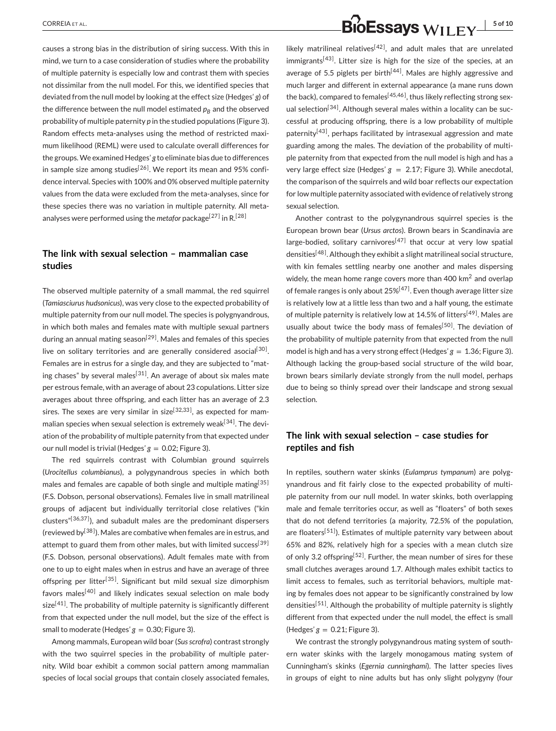causes a strong bias in the distribution of siring success. With this in mind, we turn to a case consideration of studies where the probability of multiple paternity is especially low and contrast them with species not dissimilar from the null model. For this, we identified species that deviated from the null model by looking at the effect size (Hedges' *g*) of the difference between the null model estimated $p_B$ and the observed probability of multiple paternity *p* in the studied populations (Figure 3). Random effects meta-analyses using the method of restricted maximum likelihood (REML) were used to calculate overall differences for the groups. We examined Hedges' *g* to eliminate bias due to differences in sample size among studies[26]. We report its mean and 95% confidence interval. Species with 100% and 0% observed multiple paternity values from the data were excluded from the meta-analyses, since for these species there was no variation in multiple paternity. All meta-analyses were performed using the *metafor* package[27] in R.[28]

## The link with sexual selection – mammalian case studies

The observed multiple paternity of a small mammal, the red squirrel (*Tamiasciurus hudsonicus*), was very close to the expected probability of multiple paternity from our null model. The species is polygnyandrous, in which both males and females mate with multiple sexual partners during an annual mating season[29]. Males and females of this species live on solitary territories and are generally considered asocial[30]. Females are in estrus for a single day, and they are subjected to "mating chases" by several males[31]. An average of about six males mate per estrous female, with an average of about 23 copulations. Litter size averages about three offspring, and each litter has an average of 2.3 sires. The sexes are very similar in size[32,33], as expected for mammalian species when sexual selection is extremely weak[34]. The deviation of the probability of multiple paternity from that expected under our null model is trivial (Hedges' $g = 0.02$; Figure 3).

The red squirrels contrast with Columbian ground squirrels (*Urocitellus columbianus*), a polygynandrous species in which both males and females are capable of both single and multiple mating[35] (F.S. Dobson, personal observations). Females live in small matrilineal groups of adjacent but individually territorial close relatives ("kin clusters"[36,37]), and subadult males are the predominant dispersers (reviewed by[38]). Males are combative when females are in estrus, and attempt to guard them from other males, but with limited success[39] (F.S. Dobson, personal observations). Adult females mate with from one to up to eight males when in estrus and have an average of three offspring per litter[35]. Significant but mild sexual size dimorphism favors males[40] and likely indicates sexual selection on male body size[41]. The probability of multiple paternity is significantly different from that expected under the null model, but the size of the effect is small to moderate (Hedges' $g = 0.30$; Figure 3).

Among mammals, European wild boar (*Sus scrofa*) contrast strongly with the two squirrel species in the probability of multiple paternity. Wild boar exhibit a common social pattern among mammalian species of local social groups that contain closely associated females, likely matrilineal relatives[42], and adult males that are unrelated immigrants[43]. Litter size is high for the size of the species, at an average of 5.5 piglets per birth[44]. Males are highly aggressive and much larger and different in external appearance (a mane runs down the back), compared to females[45,46], thus likely reflecting strong sexual selection[34]. Although several males within a locality can be successful at producing offspring, there is a low probability of multiple paternity[43], perhaps facilitated by intrasexual aggression and mate guarding among the males. The deviation of the probability of multiple paternity from that expected from the null model is high and has a very large effect size (Hedges' $g = 2.17$; Figure 3). While anecdotal, the comparison of the squirrels and wild boar reflects our expectation for low multiple paternity associated with evidence of relatively strong sexual selection.

Another contrast to the polygynandrous squirrel species is the European brown bear (*Ursus arctos*). Brown bears in Scandinavia are large-bodied, solitary carnivores[47] that occur at very low spatial densities[48]. Although they exhibit a slight matrilineal social structure, with kin females settling nearby one another and males dispersing widely, the mean home range covers more than 400 km$^2$ and overlap of female ranges is only about 25%[47]. Even though average litter size is relatively low at a little less than two and a half young, the estimate of multiple paternity is relatively low at 14.5% of litters[49]. Males are usually about twice the body mass of females[50]. The deviation of the probability of multiple paternity from that expected from the null model is high and has a very strong effect (Hedges' $g = 1.36$; Figure 3). Although lacking the group-based social structure of the wild boar, brown bears similarly deviate strongly from the null model, perhaps due to being so thinly spread over their landscape and strong sexual selection.

## The link with sexual selection – case studies for reptiles and fish

In reptiles, southern water skinks (*Eulamprus tympanum*) are polygynandrous and fit fairly close to the expected probability of multiple paternity from our null model. In water skinks, both overlapping male and female territories occur, as well as "floaters" of both sexes that do not defend territories (a majority, 72.5% of the population, are floaters[51]). Estimates of multiple paternity vary between about 65% and 82%, relatively high for a species with a mean clutch size of only 3.2 offspring[52]. Further, the mean number of sires for these small clutches averages around 1.7. Although males exhibit tactics to limit access to females, such as territorial behaviors, multiple mating by females does not appear to be significantly constrained by low densities[51]. Although the probability of multiple paternity is slightly different from that expected under the null model, the effect is small (Hedges' $g = 0.21$; Figure 3).

We contrast the strongly polygynandrous mating system of southern water skinks with the largely monogamous mating system of Cunningham's skinks (*Egernia cunninghami*). The latter species lives in groups of eight to nine adults but has only slight polygyny (four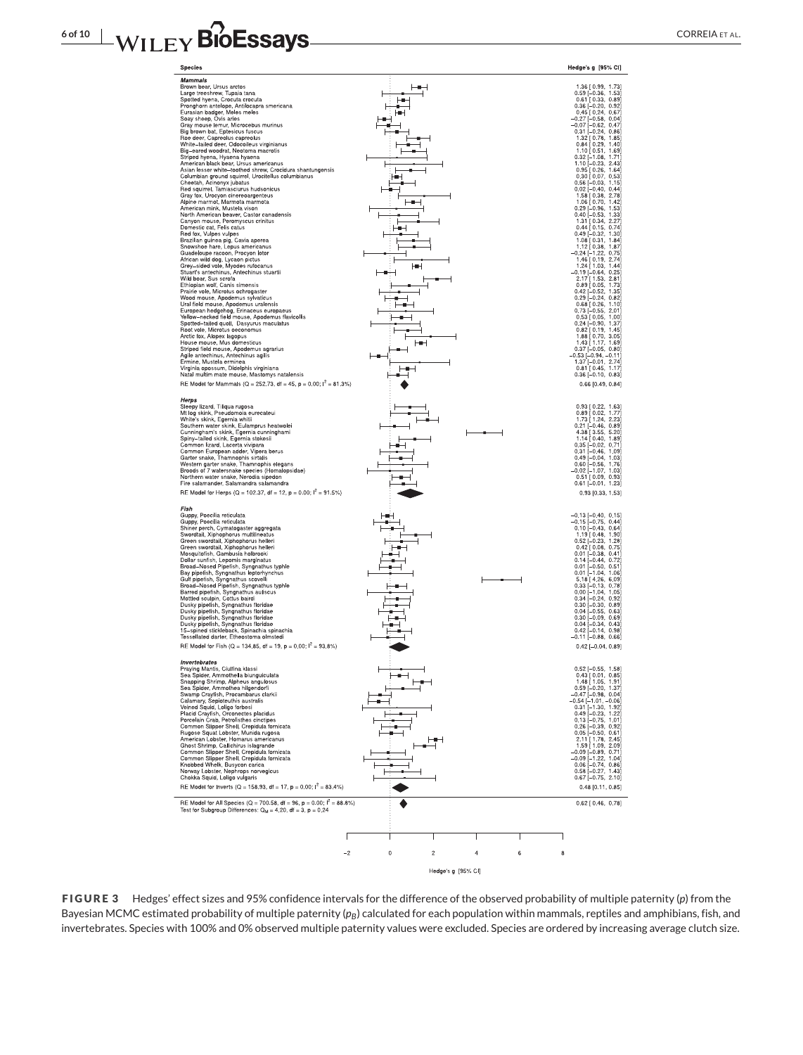| Species | Hedge's g [95% CI] |
|---|---|
| ***Mammals*** | |
| Brown bear, Ursus arctos | 1.36 [ 0.99, 1.73] |
| Large treeshrew, Tupaia tana | 0.59 [−0.36, 1.53] |
| Spotted hyena, Crocuta crocuta | 0.61 [ 0.33, 0.89] |
| Pronghorn antelope, Antilocapra americana | 0.36 [−0.20, 0.92] |
| Eurasian badger, Meles meles | 0.45 [ 0.24, 0.67] |
| Soay sheep, Ovis aries | −0.27 [−0.58, 0.04] |
| Gray mouse lemur, Microcebus murinus | −0.07 [−0.62, 0.47] |
| Big brown bat, Eptesicus fuscus | 0.31 [−0.24, 0.86] |
| Roe deer, Capreolus capreolus | 1.32 [ 0.78, 1.85] |
| White-tailed deer, Odocoileus virginianus | 0.84 [ 0.29, 1.40] |
| Big-eared woodrat, Neotoma macrotis | 1.10 [ 0.51, 1.69] |
| Striped hyena, Hyaena hyaena | 0.32 [−1.08, 1.71] |
| American black bear, Ursus americanus | 1.10 [−0.23, 2.43] |
| Asian lesser white-toothed shrew, Crocidura shantungensis | 0.95 [ 0.26, 1.64] |
| Columbian ground squirrel, Urocitellus columbianus | 0.30 [ 0.07, 0.53] |
| Cheetah, Acinonyx jubatus | 0.56 [−0.03, 1.15] |
| Red squirrel, Tamiasciurus hudsonicus | 0.02 [−0.40, 0.44] |
| Gray fox, Urocyon cinereoargenteus | 1.58 [ 0.38, 2.78] |
| Alpine marmot, Marmota marmota | 1.06 [ 0.70, 1.42] |
| American mink, Mustela vison | 0.29 [−0.96, 1.53] |
| North American beaver, Castor canadensis | 0.40 [−0.53, 1.33] |
| Canyon mouse, Peromyscus crinitus | 1.31 [ 0.34, 2.27] |
| Domestic cat, Felis catus | 0.44 [ 0.15, 0.74] |
| Red fox, Vulpes vulpes | 0.49 [−0.32, 1.30] |
| Brazilian guinea pig, Cavia aperea | 1.08 [ 0.31, 1.84] |
| Snowshoe hare, Lepus americanus | 1.12 [ 0.38, 1.87] |
| Guadeloupe racoon, Procyon lotor | −0.24 [−1.22, 0.75] |
| African wild dog, Lycaon pictus | 1.46 [ 0.19, 2.74] |
| Grey-sided vole, Myodes rufocanus | 1.24 [ 1.03, 1.44] |
| Stuart's antechinus, Antechinus stuartii | −0.19 [−0.64, 0.25] |
| Wild boar, Sus scrofa | 2.17 [ 1.53, 2.81] |
| Ethiopian wolf, Canis simensis | 0.89 [ 0.05, 1.73] |
| Prairie vole, Microtus ochrogaster | 0.42 [−0.52, 1.35] |
| Wood mouse, Apodemus sylvaticus | 0.29 [−0.24, 0.82] |
| Ural field mouse, Apodemus uralensis | 0.68 [ 0.26, 1.10] |
| European hedgehog, Erinaceus europaeus | 0.73 [−0.55, 2.01] |
| Yellow-necked field mouse, Apodemus flavicollis | 0.53 [ 0.05, 1.00] |
| Spotted-tailed quoll, Dasyurus maculatus | 0.24 [−0.90, 1.37] |
| Root vole, Microtus oeconomus | 0.82 [ 0.19, 1.45] |
| Arctic fox, Alopex lagopus | 1.88 [ 0.70, 3.05] |
| House mouse, Mus domesticus | 1.43 [ 1.17, 1.69] |
| Striped field mouse, Apodemus agrarius | 0.37 [−0.05, 0.80] |
| Agile antechinus, Antechinus agilis | −0.53 [−0.94, −0.11] |
| Ermine, Mustela erminea | 1.37 [−0.01, 2.74] |
| Virginia opossum, Didelphis virginiana | 0.81 [ 0.45, 1.17] |
| Natal multim mate mouse, Mastomys natalensis | 0.36 [−0.10, 0.83] |
| RE Model for Mammals (Q = 252.73, df = 45, p = 0.00; I$^2$ = 81.3%) | 0.66 [0.49, 0.84] |
| ***Herps*** | |
| Sleepy lizard, Tiliqua rugosa | 0.93 [ 0.22, 1.63] |
| Mt log skink, Pseudomoia eurecateui | 0.89 [ 0.02, 1.77] |
| White's skink, Egernia whitii | 1.73 [ 1.24, 2.23] |
| Southern water skink, Eulamprus heatwolei | 0.21 [−0.46, 0.89] |
| Cunningham's skink, Egernia cunninghami | 4.38 [ 3.55, 5.20] |
| Spiny-tailed skink, Egernia stokesii | 1.14 [ 0.40, 1.89] |
| Common lizard, Lacerta vivipara | 0.35 [−0.02, 0.71] |
| Common European adder, Vipera berus | 0.31 [−0.46, 1.09] |
| Garter snake, Thamnophis sirtalis | 0.49 [−0.04, 1.03] |
| Western garter snake, Thamnophis elegans | 0.60 [−0.56, 1.76] |
| Broods of 7 watersnake species (Homalopsidae) | −0.02 [−1.07, 1.03] |
| Northern water snake, Nerodia sipedon | 0.51 [ 0.09, 0.93] |
| Fire salamander, Salamandra salamandra | 0.61 [−0.01, 1.23] |
| RE Model for Herps (Q = 102.37, df = 12, p = 0.00; I$^2$ = 91.5%) | 0.93 [0.33, 1.53] |
| ***Fish*** | |
| Guppy, Poecilia reticulata | −0.13 [−0.40, 0.15] |
| Guppy, Poecilia reticulata | −0.15 [−0.75, 0.44] |
| Shiner perch, Cymatogaster aggregata | 0.10 [−0.43, 0.64] |
| Swordtail, Xiphophorus multilineatus | 1.19 [ 0.48, 1.90] |
| Green swordtail, Xiphophorus helleri | 0.52 [−0.23, 1.28] |
| Green swordtail, Xiphophorus helleri | 0.42 [ 0.08, 0.75] |
| Mosquitofish, Gambusia holbrooki | 0.01 [−0.38, 0.41] |
| Dollar sunfish, Lepomis marginatus | 0.14 [−0.44, 0.72] |
| Broad-Nosed Pipefish, Syngnathus typhle | 0.01 [−0.50, 0.51] |
| Bay pipefish, Syngnathus leptorhynchus | 0.01 [−1.04, 1.06] |
| Gulf pipefish, Syngnathus scovelli | 5.18 [ 4.26, 6.09] |
| Broad-Nosed Pipefish, Syngnathus typhle | 0.33 [−0.13, 0.78] |
| Barred pipefish, Syngnathus auliscus | 0.00 [−1.04, 1.05] |
| Mottled sculpin, Cottus bairdi | 0.34 [−0.24, 0.92] |
| Dusky pipefish, Syngnathus floridae | 0.30 [−0.30, 0.89] |
| Dusky pipefish, Syngnathus floridae | 0.04 [−0.55, 0.63] |
| Dusky pipefish, Syngnathus floridae | 0.30 [−0.09, 0.69] |
| Dusky pipefish, Syngnathus floridae | 0.04 [−0.34, 0.43] |
| 15-spined stickleback, Spinachia spinachia | 0.42 [−0.14, 0.98] |
| Tessellated darter, Etheostoma olmstedi | −0.11 [−0.88, 0.66] |
| RE Model for Fish (Q = 134.85, df = 19, p = 0.00; I$^2$ = 93.8%) | 0.42 [−0.04, 0.89] |
| ***Invertebrates*** | |
| Praying Mantis, Ciulfina klassi | 0.52 [−0.55, 1.58] |
| Sea Spider, Ammothella biunguiculata | 0.43 [ 0.01, 0.85] |
| Snapping Shrimp, Alpheus angulosus | 1.48 [ 1.05, 1.91] |
| Sea Spider, Ammothea hilgendorfi | 0.59 [−0.20, 1.37] |
| Swamp Crayfish, Procambarus clarkii | −0.47 [−0.98, 0.04] |
| Calamary, Sepioteuthis australis | −0.54 [−1.01, −0.06] |
| Veined Squid, Loligo forbesi | 0.31 [−1.30, 1.92] |
| Placid Crayfish, Orconectes placidus | 0.49 [−0.23, 1.22] |
| Porcelain Crab, Petrolisthes cinctipes | 0.13 [−0.75, 1.01] |
| Common Slipper Shell, Crepidula fornicata | 0.26 [−0.39, 0.92] |
| Rugose Squat Lobster, Munida rugosa | 0.05 [−0.50, 0.61] |
| American Lobster, Homarus americanus | 2.11 [ 1.78, 2.45] |
| Ghost Shrimp, Callichirus islagrande | 1.59 [ 1.09, 2.09] |
| Common Slipper Shell, Crepidula fornicata | −0.09 [−0.89, 0.71] |
| Common Slipper Shell, Crepidula fornicata | −0.09 [−1.22, 1.04] |
| Knobbed Whelk, Busycon carica | 0.06 [−0.74, 0.86] |
| Norway Lobster, Nephrops norvegicus | 0.58 [−0.27, 1.43] |
| Chokka Squid, Loligo vulgaris | 0.67 [−0.75, 2.10] |
| RE Model for Inverts (Q = 158.93, df = 17, p = 0.00; I$^2$ = 83.4%) | 0.48 [0.11, 0.85] |
| RE Model for All Species (Q = 700.58, df = 96, p = 0.00; I$^2$ = 88.8%) | 0.62 [ 0.46, 0.78] |
| Test for Subgroup Differences: $Q_M$ = 4.20, df = 3, p = 0.24 | |

**FIGURE 3** Hedges' effect sizes and 95% confidence intervals for the difference of the observed probability of multiple paternity ($p$) from the Bayesian MCMC estimated probability of multiple paternity ($p_B$) calculated for each population within mammals, reptiles and amphibians, fish, and invertebrates. Species with 100% and 0% observed multiple paternity values were excluded. Species are ordered by increasing average clutch size.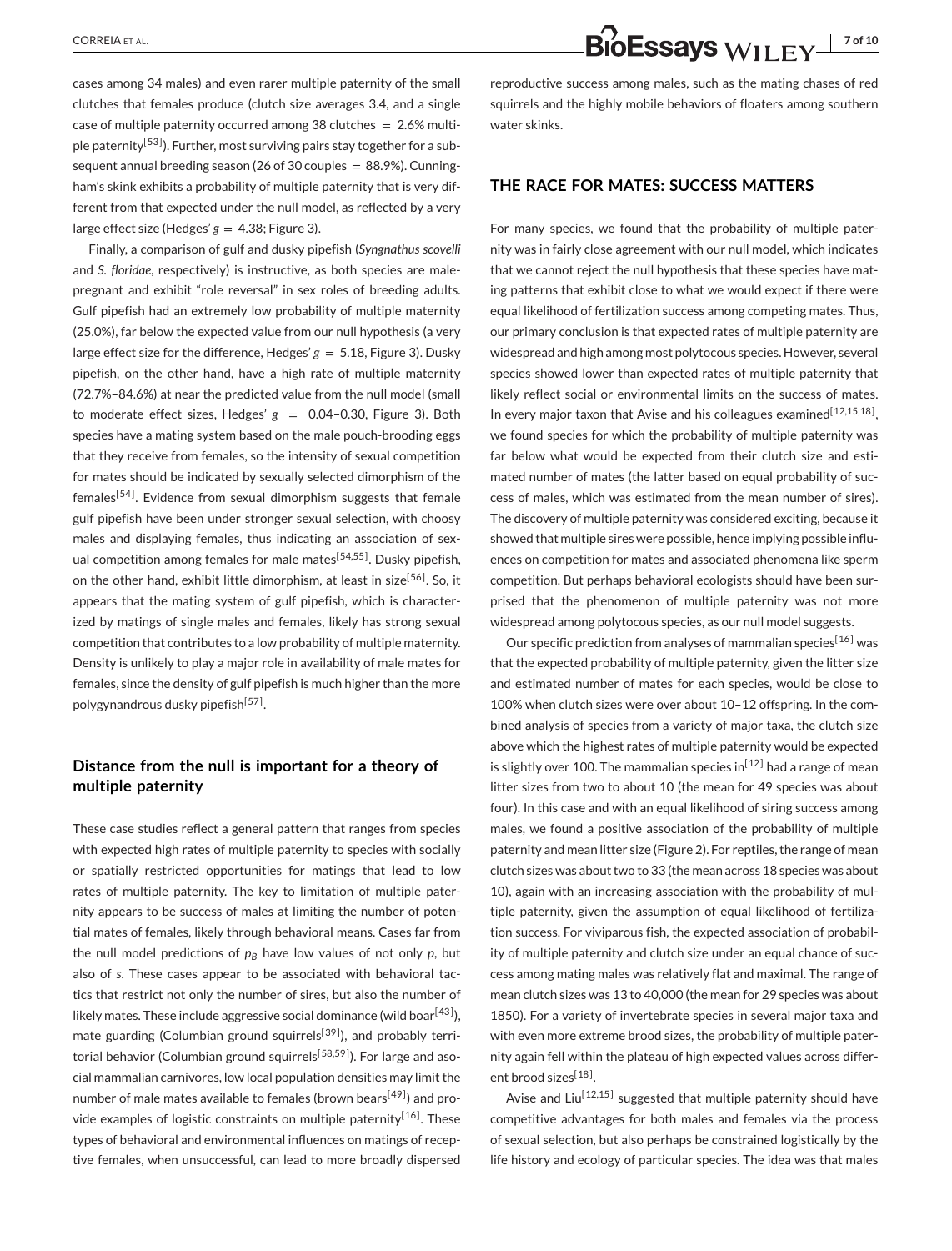cases among 34 males) and even rarer multiple paternity of the small clutches that females produce (clutch size averages 3.4, and a single case of multiple paternity occurred among 38 clutches = 2.6% multiple paternity[53]). Further, most surviving pairs stay together for a subsequent annual breeding season (26 of 30 couples = 88.9%). Cunningham's skink exhibits a probability of multiple paternity that is very different from that expected under the null model, as reflected by a very large effect size (Hedges' $g$ = 4.38; Figure 3).

Finally, a comparison of gulf and dusky pipefish (*Syngnathus scovelli* and *S. floridae*, respectively) is instructive, as both species are male-pregnant and exhibit "role reversal" in sex roles of breeding adults. Gulf pipefish had an extremely low probability of multiple maternity (25.0%), far below the expected value from our null hypothesis (a very large effect size for the difference, Hedges' $g$ = 5.18, Figure 3). Dusky pipefish, on the other hand, have a high rate of multiple maternity (72.7%–84.6%) at near the predicted value from the null model (small to moderate effect sizes, Hedges' $g$ = 0.04–0.30, Figure 3). Both species have a mating system based on the male pouch-brooding eggs that they receive from females, so the intensity of sexual competition for mates should be indicated by sexually selected dimorphism of the females[54]. Evidence from sexual dimorphism suggests that female gulf pipefish have been under stronger sexual selection, with choosy males and displaying females, thus indicating an association of sexual competition among females for male mates[54,55]. Dusky pipefish, on the other hand, exhibit little dimorphism, at least in size[56]. So, it appears that the mating system of gulf pipefish, which is characterized by matings of single males and females, likely has strong sexual competition that contributes to a low probability of multiple maternity. Density is unlikely to play a major role in availability of male mates for females, since the density of gulf pipefish is much higher than the more polygynandrous dusky pipefish[57].

### Distance from the null is important for a theory of multiple paternity

These case studies reflect a general pattern that ranges from species with expected high rates of multiple paternity to species with socially or spatially restricted opportunities for matings that lead to low rates of multiple paternity. The key to limitation of multiple paternity appears to be success of males at limiting the number of potential mates of females, likely through behavioral means. Cases far from the null model predictions of $p_B$ have low values of not only $p$, but also of $s$. These cases appear to be associated with behavioral tactics that restrict not only the number of sires, but also the number of likely mates. These include aggressive social dominance (wild boar[43]), mate guarding (Columbian ground squirrels[39]), and probably territorial behavior (Columbian ground squirrels[58,59]). For large and asocial mammalian carnivores, low local population densities may limit the number of male mates available to females (brown bears[49]) and provide examples of logistic constraints on multiple paternity[16]. These types of behavioral and environmental influences on matings of receptive females, when unsuccessful, can lead to more broadly dispersed reproductive success among males, such as the mating chases of red squirrels and the highly mobile behaviors of floaters among southern water skinks.

## THE RACE FOR MATES: SUCCESS MATTERS

For many species, we found that the probability of multiple paternity was in fairly close agreement with our null model, which indicates that we cannot reject the null hypothesis that these species have mating patterns that exhibit close to what we would expect if there were equal likelihood of fertilization success among competing mates. Thus, our primary conclusion is that expected rates of multiple paternity are widespread and high among most polytocous species. However, several species showed lower than expected rates of multiple paternity that likely reflect social or environmental limits on the success of mates. In every major taxon that Avise and his colleagues examined[12,15,18], we found species for which the probability of multiple paternity was far below what would be expected from their clutch size and estimated number of mates (the latter based on equal probability of success of males, which was estimated from the mean number of sires). The discovery of multiple paternity was considered exciting, because it showed that multiple sires were possible, hence implying possible influences on competition for mates and associated phenomena like sperm competition. But perhaps behavioral ecologists should have been surprised that the phenomenon of multiple paternity was not more widespread among polytocous species, as our null model suggests.

Our specific prediction from analyses of mammalian species[16] was that the expected probability of multiple paternity, given the litter size and estimated number of mates for each species, would be close to 100% when clutch sizes were over about 10–12 offspring. In the combined analysis of species from a variety of major taxa, the clutch size above which the highest rates of multiple paternity would be expected is slightly over 100. The mammalian species in[12] had a range of mean litter sizes from two to about 10 (the mean for 49 species was about four). In this case and with an equal likelihood of siring success among males, we found a positive association of the probability of multiple paternity and mean litter size (Figure 2). For reptiles, the range of mean clutch sizes was about two to 33 (the mean across 18 species was about 10), again with an increasing association with the probability of multiple paternity, given the assumption of equal likelihood of fertilization success. For viviparous fish, the expected association of probability of multiple paternity and clutch size under an equal chance of success among mating males was relatively flat and maximal. The range of mean clutch sizes was 13 to 40,000 (the mean for 29 species was about 1850). For a variety of invertebrate species in several major taxa and with even more extreme brood sizes, the probability of multiple paternity again fell within the plateau of high expected values across different brood sizes[18].

Avise and Liu[12,15] suggested that multiple paternity should have competitive advantages for both males and females via the process of sexual selection, but also perhaps be constrained logistically by the life history and ecology of particular species. The idea was that males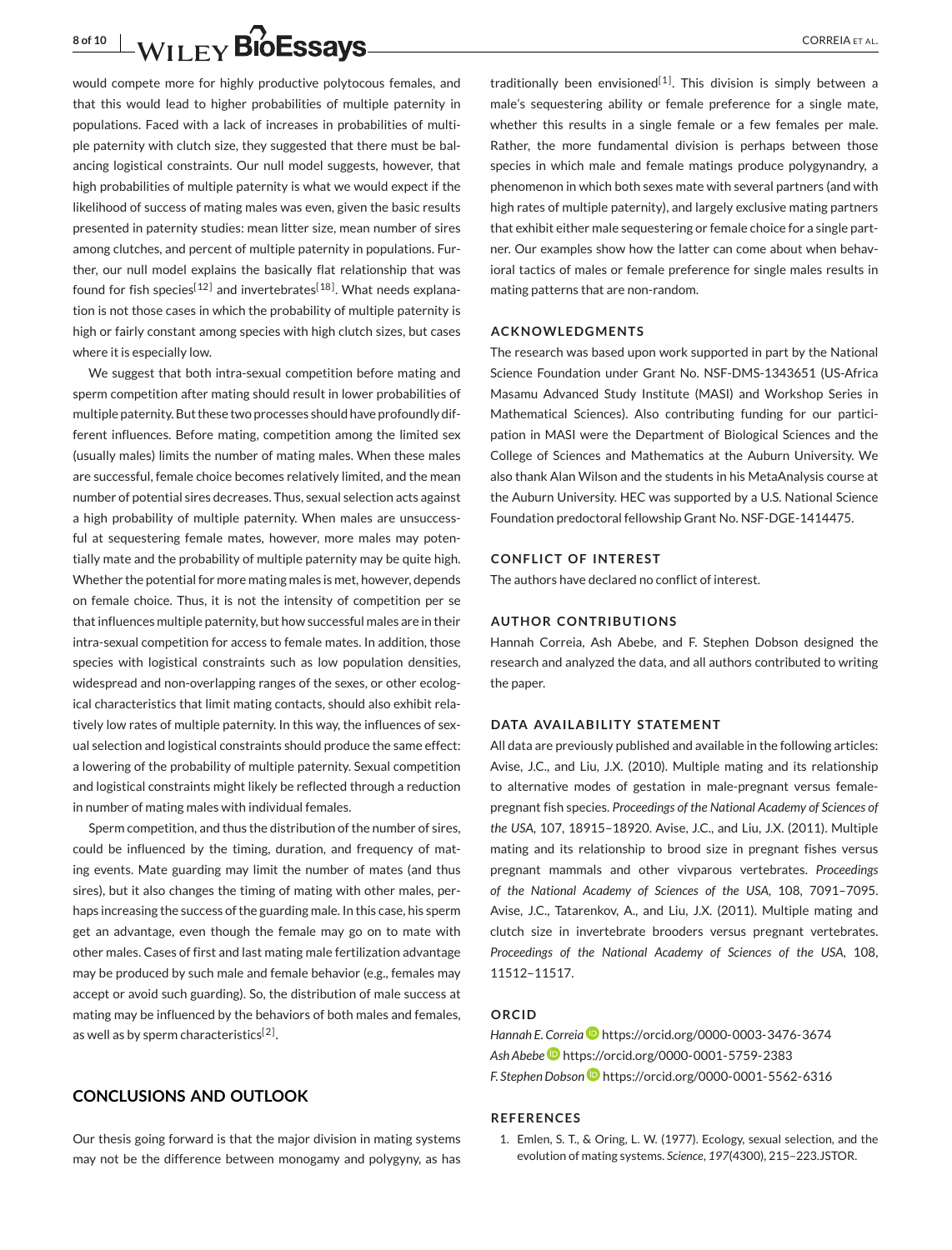would compete more for highly productive polytocous females, and that this would lead to higher probabilities of multiple paternity in populations. Faced with a lack of increases in probabilities of multiple paternity with clutch size, they suggested that there must be balancing logistical constraints. Our null model suggests, however, that high probabilities of multiple paternity is what we would expect if the likelihood of success of mating males was even, given the basic results presented in paternity studies: mean litter size, mean number of sires among clutches, and percent of multiple paternity in populations. Further, our null model explains the basically flat relationship that was found for fish species[12] and invertebrates[18]. What needs explanation is not those cases in which the probability of multiple paternity is high or fairly constant among species with high clutch sizes, but cases where it is especially low.

We suggest that both intra-sexual competition before mating and sperm competition after mating should result in lower probabilities of multiple paternity. But these two processes should have profoundly different influences. Before mating, competition among the limited sex (usually males) limits the number of mating males. When these males are successful, female choice becomes relatively limited, and the mean number of potential sires decreases. Thus, sexual selection acts against a high probability of multiple paternity. When males are unsuccessful at sequestering female mates, however, more males may potentially mate and the probability of multiple paternity may be quite high. Whether the potential for more mating males is met, however, depends on female choice. Thus, it is not the intensity of competition per se that influences multiple paternity, but how successful males are in their intra-sexual competition for access to female mates. In addition, those species with logistical constraints such as low population densities, widespread and non-overlapping ranges of the sexes, or other ecological characteristics that limit mating contacts, should also exhibit relatively low rates of multiple paternity. In this way, the influences of sexual selection and logistical constraints should produce the same effect: a lowering of the probability of multiple paternity. Sexual competition and logistical constraints might likely be reflected through a reduction in number of mating males with individual females.

Sperm competition, and thus the distribution of the number of sires, could be influenced by the timing, duration, and frequency of mating events. Mate guarding may limit the number of mates (and thus sires), but it also changes the timing of mating with other males, perhaps increasing the success of the guarding male. In this case, his sperm get an advantage, even though the female may go on to mate with other males. Cases of first and last mating male fertilization advantage may be produced by such male and female behavior (e.g., females may accept or avoid such guarding). So, the distribution of male success at mating may be influenced by the behaviors of both males and females, as well as by sperm characteristics[2].

## CONCLUSIONS AND OUTLOOK

Our thesis going forward is that the major division in mating systems may not be the difference between monogamy and polygyny, as has traditionally been envisioned[1]. This division is simply between a male's sequestering ability or female preference for a single mate, whether this results in a single female or a few females per male. Rather, the more fundamental division is perhaps between those species in which male and female matings produce polygynandry, a phenomenon in which both sexes mate with several partners (and with high rates of multiple paternity), and largely exclusive mating partners that exhibit either male sequestering or female choice for a single partner. Our examples show how the latter can come about when behavioral tactics of males or female preference for single males results in mating patterns that are non-random.

### ACKNOWLEDGMENTS

The research was based upon work supported in part by the National Science Foundation under Grant No. NSF-DMS-1343651 (US-Africa Masamu Advanced Study Institute (MASI) and Workshop Series in Mathematical Sciences). Also contributing funding for our participation in MASI were the Department of Biological Sciences and the College of Sciences and Mathematics at the Auburn University. We also thank Alan Wilson and the students in his MetaAnalysis course at the Auburn University. HEC was supported by a U.S. National Science Foundation predoctoral fellowship Grant No. NSF-DGE-1414475.

### CONFLICT OF INTEREST

The authors have declared no conflict of interest.

### AUTHOR CONTRIBUTIONS

Hannah Correia, Ash Abebe, and F. Stephen Dobson designed the research and analyzed the data, and all authors contributed to writing the paper.

### DATA AVAILABILITY STATEMENT

All data are previously published and available in the following articles: Avise, J.C., and Liu, J.X. (2010). Multiple mating and its relationship to alternative modes of gestation in male-pregnant versus female-pregnant fish species. *Proceedings of the National Academy of Sciences of the USA*, 107, 18915–18920. Avise, J.C., and Liu, J.X. (2011). Multiple mating and its relationship to brood size in pregnant fishes versus pregnant mammals and other vivparous vertebrates. *Proceedings of the National Academy of Sciences of the USA*, 108, 7091–7095. Avise, J.C., Tatarenkov, A., and Liu, J.X. (2011). Multiple mating and clutch size in invertebrate brooders versus pregnant vertebrates. *Proceedings of the National Academy of Sciences of the USA*, 108, 11512–11517.

### ORCID

*Hannah E. Correia* https://orcid.org/0000-0003-3476-3674
*Ash Abebe* https://orcid.org/0000-0001-5759-2383
*F. Stephen Dobson* https://orcid.org/0000-0001-5562-6316

### REFERENCES

1. Emlen, S. T., & Oring, L. W. (1977). Ecology, sexual selection, and the evolution of mating systems. *Science*, *197*(4300), 215–223.JSTOR.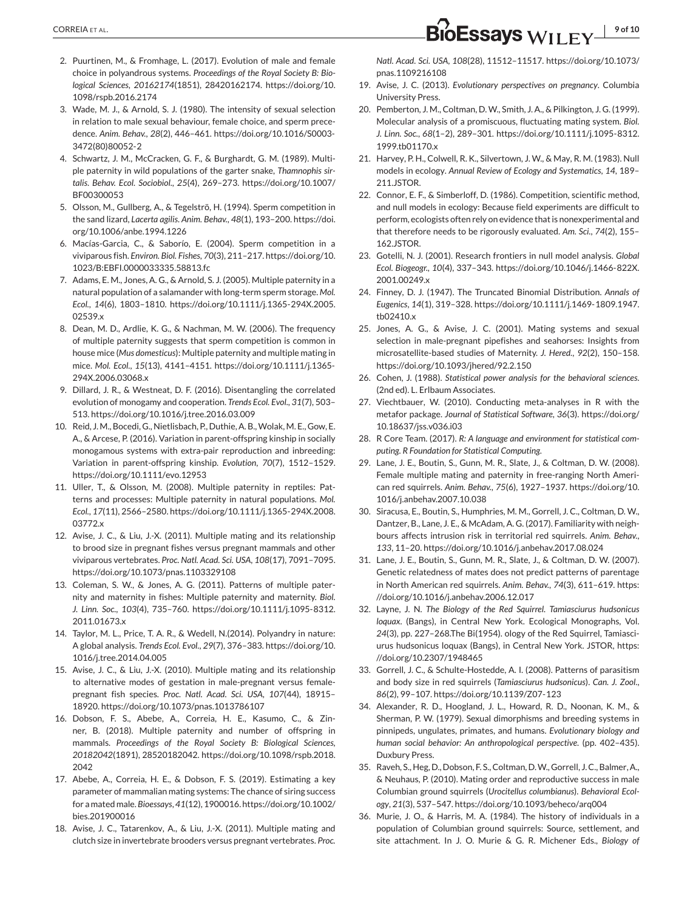2. Puurtinen, M., & Fromhage, L. (2017). Evolution of male and female choice in polyandrous systems. *Proceedings of the Royal Society B: Biological Sciences*, *20162174*(1851), 28420162174. https://doi.org/10.1098/rspb.2016.2174
3. Wade, M. J., & Arnold, S. J. (1980). The intensity of sexual selection in relation to male sexual behaviour, female choice, and sperm precedence. *Anim. Behav.*, *28*(2), 446–461. https://doi.org/10.1016/S0003-3472(80)80052-2
4. Schwartz, J. M., McCracken, G. F., & Burghardt, G. M. (1989). Multiple paternity in wild populations of the garter snake, *Thamnophis sirtalis*. *Behav. Ecol. Sociobiol.*, *25*(4), 269–273. https://doi.org/10.1007/BF00300053
5. Olsson, M., Gullberg, A., & Tegelströ, H. (1994). Sperm competition in the sand lizard, *Lacerta agilis*. *Anim. Behav.*, *48*(1), 193–200. https://doi.org/10.1006/anbe.1994.1226
6. Macías-Garcia, C., & Saborío, E. (2004). Sperm competition in a viviparous fish. *Environ. Biol. Fishes*, *70*(3), 211–217. https://doi.org/10.1023/B:EBFI.0000033335.58813.fc
7. Adams, E. M., Jones, A. G., & Arnold, S. J. (2005). Multiple paternity in a natural population of a salamander with long-term sperm storage. *Mol. Ecol.*, *14*(6), 1803–1810. https://doi.org/10.1111/j.1365-294X.2005.02539.x
8. Dean, M. D., Ardlie, K. G., & Nachman, M. W. (2006). The frequency of multiple paternity suggests that sperm competition is common in house mice (*Mus domesticus*): Multiple paternity and multiple mating in mice. *Mol. Ecol.*, *15*(13), 4141–4151. https://doi.org/10.1111/j.1365-294X.2006.03068.x
9. Dillard, J. R., & Westneat, D. F. (2016). Disentangling the correlated evolution of monogamy and cooperation. *Trends Ecol. Evol.*, *31*(7), 503–513. https://doi.org/10.1016/j.tree.2016.03.009
10. Reid, J. M., Bocedi, G., Nietlisbach, P., Duthie, A. B., Wolak, M. E., Gow, E. A., & Arcese, P. (2016). Variation in parent-offspring kinship in socially monogamous systems with extra-pair reproduction and inbreeding: Variation in parent-offspring kinship. *Evolution*, *70*(7), 1512–1529. https://doi.org/10.1111/evo.12953
11. Uller, T., & Olsson, M. (2008). Multiple paternity in reptiles: Patterns and processes: Multiple paternity in natural populations. *Mol. Ecol.*, *17*(11), 2566–2580. https://doi.org/10.1111/j.1365-294X.2008.03772.x
12. Avise, J. C., & Liu, J.-X. (2011). Multiple mating and its relationship to brood size in pregnant fishes versus pregnant mammals and other viviparous vertebrates. *Proc. Natl. Acad. Sci. USA*, *108*(17), 7091–7095. https://doi.org/10.1073/pnas.1103329108
13. Coleman, S. W., & Jones, A. G. (2011). Patterns of multiple paternity and maternity in fishes: Multiple paternity and maternity. *Biol. J. Linn. Soc.*, *103*(4), 735–760. https://doi.org/10.1111/j.1095-8312.2011.01673.x
14. Taylor, M. L., Price, T. A. R., & Wedell, N.(2014). Polyandry in nature: A global analysis. *Trends Ecol. Evol.*, *29*(7), 376–383. https://doi.org/10.1016/j.tree.2014.04.005
15. Avise, J. C., & Liu, J.-X. (2010). Multiple mating and its relationship to alternative modes of gestation in male-pregnant versus female-pregnant fish species. *Proc. Natl. Acad. Sci. USA*, *107*(44), 18915–18920. https://doi.org/10.1073/pnas.1013786107
16. Dobson, F. S., Abebe, A., Correia, H. E., Kasumo, C., & Zinner, B. (2018). Multiple paternity and number of offspring in mammals. *Proceedings of the Royal Society B: Biological Sciences*, *20182042*(1891), 28520182042. https://doi.org/10.1098/rspb.2018.2042
17. Abebe, A., Correia, H. E., & Dobson, F. S. (2019). Estimating a key parameter of mammalian mating systems: The chance of siring success for a mated male. *Bioessays*, *41*(12), 1900016. https://doi.org/10.1002/bies.201900016
18. Avise, J. C., Tatarenkov, A., & Liu, J.-X. (2011). Multiple mating and clutch size in invertebrate brooders versus pregnant vertebrates. *Proc. Natl. Acad. Sci. USA*, *108*(28), 11512–11517. https://doi.org/10.1073/pnas.1109216108
19. Avise, J. C. (2013). *Evolutionary perspectives on pregnancy*. Columbia University Press.
20. Pemberton, J. M., Coltman, D. W., Smith, J. A., & Pilkington, J. G. (1999). Molecular analysis of a promiscuous, fluctuating mating system. *Biol. J. Linn. Soc.*, *68*(1–2), 289–301. https://doi.org/10.1111/j.1095-8312.1999.tb01170.x
21. Harvey, P. H., Colwell, R. K., Silvertown, J. W., & May, R. M. (1983). Null models in ecology. *Annual Review of Ecology and Systematics*, *14*, 189–211.JSTOR.
22. Connor, E. F., & Simberloff, D. (1986). Competition, scientific method, and null models in ecology: Because field experiments are difficult to perform, ecologists often rely on evidence that is nonexperimental and that therefore needs to be rigorously evaluated. *Am. Sci.*, *74*(2), 155–162.JSTOR.
23. Gotelli, N. J. (2001). Research frontiers in null model analysis. *Global Ecol. Biogeogr.*, *10*(4), 337–343. https://doi.org/10.1046/j.1466-822X.2001.00249.x
24. Finney, D. J. (1947). The Truncated Binomial Distribution. *Annals of Eugenics*, *14*(1), 319–328. https://doi.org/10.1111/j.1469-1809.1947.tb02410.x
25. Jones, A. G., & Avise, J. C. (2001). Mating systems and sexual selection in male-pregnant pipefishes and seahorses: Insights from microsatellite-based studies of Maternity. *J. Hered.*, *92*(2), 150–158. https://doi.org/10.1093/jhered/92.2.150
26. Cohen, J. (1988). *Statistical power analysis for the behavioral sciences*. (2nd ed). L. Erlbaum Associates.
27. Viechtbauer, W. (2010). Conducting meta-analyses in R with the metafor package. *Journal of Statistical Software*, *36*(3). https://doi.org/10.18637/jss.v036.i03
28. R Core Team. (2017). *R: A language and environment for statistical computing. R Foundation for Statistical Computing.*
29. Lane, J. E., Boutin, S., Gunn, M. R., Slate, J., & Coltman, D. W. (2008). Female multiple mating and paternity in free-ranging North American red squirrels. *Anim. Behav.*, *75*(6), 1927–1937. https://doi.org/10.1016/j.anbehav.2007.10.038
30. Siracusa, E., Boutin, S., Humphries, M. M., Gorrell, J. C., Coltman, D. W., Dantzer, B., Lane, J. E., & McAdam, A. G. (2017). Familiarity with neighbours affects intrusion risk in territorial red squirrels. *Anim. Behav.*, *133*, 11–20. https://doi.org/10.1016/j.anbehav.2017.08.024
31. Lane, J. E., Boutin, S., Gunn, M. R., Slate, J., & Coltman, D. W. (2007). Genetic relatedness of mates does not predict patterns of parentage in North American red squirrels. *Anim. Behav.*, *74*(3), 611–619. https://doi.org/10.1016/j.anbehav.2006.12.017
32. Layne, J. N. *The Biology of the Red Squirrel. Tamiasciurus hudsonicus loquax*. (Bangs), in Central New York. Ecological Monographs, Vol. *24*(3), pp. 227–268.The Bi(1954). ology of the Red Squirrel, Tamiasciurus hudsonicus loquax (Bangs), in Central New York. JSTOR, https://doi.org/10.2307/1948465
33. Gorrell, J. C., & Schulte-Hostedde, A. I. (2008). Patterns of parasitism and body size in red squirrels (*Tamiasciurus hudsonicus*). *Can. J. Zool.*, *86*(2), 99–107. https://doi.org/10.1139/Z07-123
34. Alexander, R. D., Hoogland, J. L., Howard, R. D., Noonan, K. M., & Sherman, P. W. (1979). Sexual dimorphisms and breeding systems in pinnipeds, ungulates, primates, and humans. *Evolutionary biology and human social behavior: An anthropological perspective*. (pp. 402–435). Duxbury Press.
35. Raveh, S., Heg, D., Dobson, F. S., Coltman, D. W., Gorrell, J. C., Balmer, A., & Neuhaus, P. (2010). Mating order and reproductive success in male Columbian ground squirrels (*Urocitellus columbianus*). *Behavioral Ecology*, *21*(3), 537–547. https://doi.org/10.1093/beheco/arq004
36. Murie, J. O., & Harris, M. A. (1984). The history of individuals in a population of Columbian ground squirrels: Source, settlement, and site attachment. In J. O. Murie & G. R. Michener Eds., *Biology of*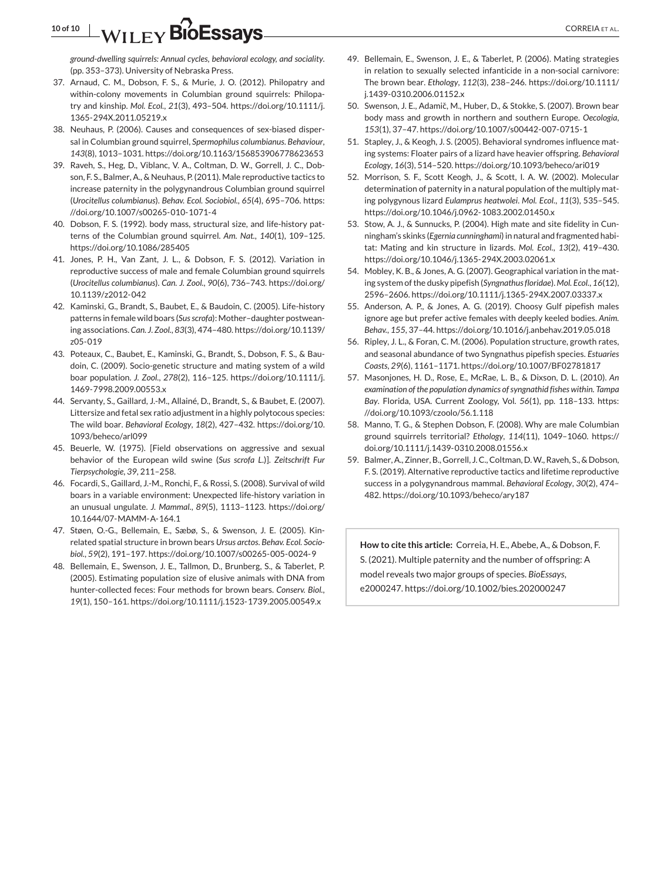*ground-dwelling squirrels: Annual cycles, behavioral ecology, and sociality.* (pp. 353–373). University of Nebraska Press.

37. Arnaud, C. M., Dobson, F. S., & Murie, J. O. (2012). Philopatry and within-colony movements in Columbian ground squirrels: Philopatry and kinship. *Mol. Ecol.*, *21*(3), 493–504. https://doi.org/10.1111/j.1365-294X.2011.05219.x
38. Neuhaus, P. (2006). Causes and consequences of sex-biased dispersal in Columbian ground squirrel, *Spermophilus columbianus*. *Behaviour*, *143*(8), 1013–1031. https://doi.org/10.1163/156853906778623653
39. Raveh, S., Heg, D., Viblanc, V. A., Coltman, D. W., Gorrell, J. C., Dobson, F. S., Balmer, A., & Neuhaus, P. (2011). Male reproductive tactics to increase paternity in the polygynandrous Columbian ground squirrel (*Urocitellus columbianus*). *Behav. Ecol. Sociobiol.*, *65*(4), 695–706. https://doi.org/10.1007/s00265-010-1071-4
40. Dobson, F. S. (1992). body mass, structural size, and life-history patterns of the Columbian ground squirrel. *Am. Nat.*, *140*(1), 109–125. https://doi.org/10.1086/285405
41. Jones, P. H., Van Zant, J. L., & Dobson, F. S. (2012). Variation in reproductive success of male and female Columbian ground squirrels (*Urocitellus columbianus*). *Can. J. Zool.*, *90*(6), 736–743. https://doi.org/10.1139/z2012-042
42. Kaminski, G., Brandt, S., Baubet, E., & Baudoin, C. (2005). Life-history patterns in female wild boars (*Sus scrofa*): Mother–daughter postweaning associations. *Can. J. Zool.*, *83*(3), 474–480. https://doi.org/10.1139/z05-019
43. Poteaux, C., Baubet, E., Kaminski, G., Brandt, S., Dobson, F. S., & Baudoin, C. (2009). Socio-genetic structure and mating system of a wild boar population. *J. Zool.*, *278*(2), 116–125. https://doi.org/10.1111/j.1469-7998.2009.00553.x
44. Servanty, S., Gaillard, J.-M., Allainé, D., Brandt, S., & Baubet, E. (2007). Littersize and fetal sex ratio adjustment in a highly polytocous species: The wild boar. *Behavioral Ecology*, *18*(2), 427–432. https://doi.org/10.1093/beheco/arl099
45. Beuerle, W. (1975). [Field observations on aggressive and sexual behavior of the European wild swine (*Sus scrofa L.*)]. *Zeitschrift Fur Tierpsychologie*, *39*, 211–258.
46. Focardi, S., Gaillard, J.-M., Ronchi, F., & Rossi, S. (2008). Survival of wild boars in a variable environment: Unexpected life-history variation in an unusual ungulate. *J. Mammal.*, *89*(5), 1113–1123. https://doi.org/10.1644/07-MAMM-A-164.1
47. Støen, O.-G., Bellemain, E., Sæbø, S., & Swenson, J. E. (2005). Kin-related spatial structure in brown bears *Ursus arctos*. *Behav. Ecol. Sociobiol.*, *59*(2), 191–197. https://doi.org/10.1007/s00265-005-0024-9
48. Bellemain, E., Swenson, J. E., Tallmon, D., Brunberg, S., & Taberlet, P. (2005). Estimating population size of elusive animals with DNA from hunter-collected feces: Four methods for brown bears. *Conserv. Biol.*, *19*(1), 150–161. https://doi.org/10.1111/j.1523-1739.2005.00549.x
49. Bellemain, E., Swenson, J. E., & Taberlet, P. (2006). Mating strategies in relation to sexually selected infanticide in a non-social carnivore: The brown bear. *Ethology*, *112*(3), 238–246. https://doi.org/10.1111/j.1439-0310.2006.01152.x
50. Swenson, J. E., Adamič, M., Huber, D., & Stokke, S. (2007). Brown bear body mass and growth in northern and southern Europe. *Oecologia*, *153*(1), 37–47. https://doi.org/10.1007/s00442-007-0715-1
51. Stapley, J., & Keogh, J. S. (2005). Behavioral syndromes influence mating systems: Floater pairs of a lizard have heavier offspring. *Behavioral Ecology*, *16*(3), 514–520. https://doi.org/10.1093/beheco/ari019
52. Morrison, S. F., Scott Keogh, J., & Scott, I. A. W. (2002). Molecular determination of paternity in a natural population of the multiply mating polygynous lizard *Eulamprus heatwolei*. *Mol. Ecol.*, *11*(3), 535–545. https://doi.org/10.1046/j.0962-1083.2002.01450.x
53. Stow, A. J., & Sunnucks, P. (2004). High mate and site fidelity in Cunningham's skinks (*Egernia cunninghami*) in natural and fragmented habitat: Mating and kin structure in lizards. *Mol. Ecol.*, *13*(2), 419–430. https://doi.org/10.1046/j.1365-294X.2003.02061.x
54. Mobley, K. B., & Jones, A. G. (2007). Geographical variation in the mating system of the dusky pipefish (*Syngnathus floridae*). *Mol. Ecol.*, *16*(12), 2596–2606. https://doi.org/10.1111/j.1365-294X.2007.03337.x
55. Anderson, A. P., & Jones, A. G. (2019). Choosy Gulf pipefish males ignore age but prefer active females with deeply keeled bodies. *Anim. Behav.*, *155*, 37–44. https://doi.org/10.1016/j.anbehav.2019.05.018
56. Ripley, J. L., & Foran, C. M. (2006). Population structure, growth rates, and seasonal abundance of two Syngnathus pipefish species. *Estuaries Coasts*, *29*(6), 1161–1171. https://doi.org/10.1007/BF02781817
57. Masonjones, H. D., Rose, E., McRae, L. B., & Dixson, D. L. (2010). *An examination of the population dynamics of syngnathid fishes within. Tampa Bay*. Florida, USA. Current Zoology, Vol. *56*(1), pp. 118–133. https://doi.org/10.1093/czoolo/56.1.118
58. Manno, T. G., & Stephen Dobson, F. (2008). Why are male Columbian ground squirrels territorial? *Ethology*, *114*(11), 1049–1060. https://doi.org/10.1111/j.1439-0310.2008.01556.x
59. Balmer, A., Zinner, B., Gorrell, J. C., Coltman, D. W., Raveh, S., & Dobson, F. S. (2019). Alternative reproductive tactics and lifetime reproductive success in a polygynandrous mammal. *Behavioral Ecology*, *30*(2), 474–482. https://doi.org/10.1093/beheco/ary187

**How to cite this article:** Correia, H. E., Abebe, A., & Dobson, F. S. (2021). Multiple paternity and the number of offspring: A model reveals two major groups of species. *BioEssays*, e2000247. https://doi.org/10.1002/bies.202000247